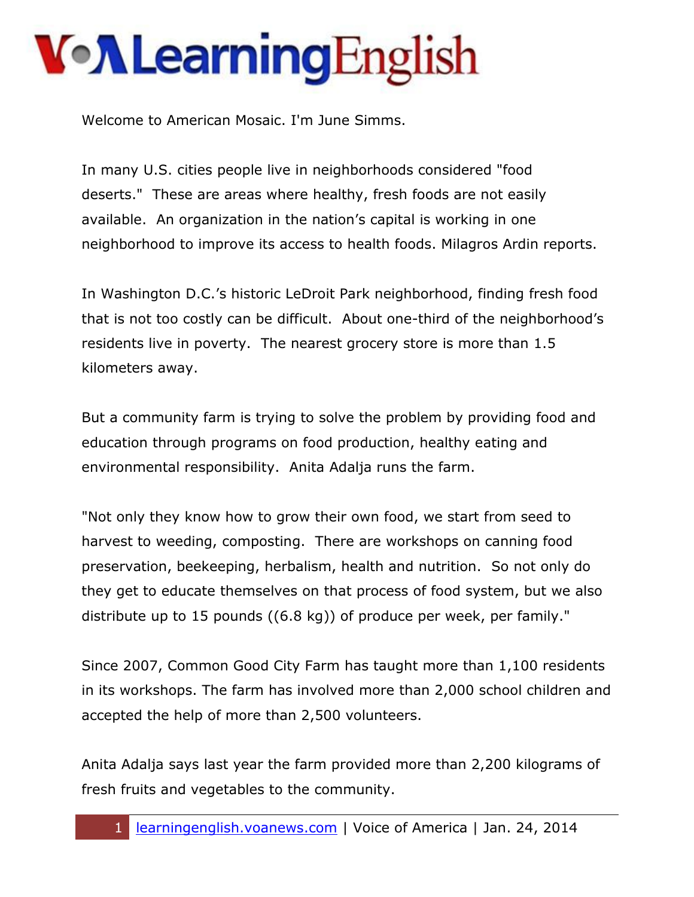# VOA Learning English

Welcome to American Mosaic. I'm June Simms.

In many U.S. cities people live in neighborhoods considered "food deserts." These are areas where healthy, fresh foods are not easily available. An organization in the nation's capital is working in one neighborhood to improve its access to health foods. Milagros Ardin reports.

In Washington D.C.'s historic LeDroit Park neighborhood, finding fresh food that is not too costly can be difficult. About one-third of the neighborhood's residents live in poverty. The nearest grocery store is more than 1.5 kilometers away.

But a community farm is trying to solve the problem by providing food and education through programs on food production, healthy eating and environmental responsibility. Anita Adalja runs the farm.

"Not only they know how to grow their own food, we start from seed to harvest to weeding, composting. There are workshops on canning food preservation, beekeeping, herbalism, health and nutrition. So not only do they get to educate themselves on that process of food system, but we also distribute up to 15 pounds ((6.8 kg)) of produce per week, per family."

Since 2007, Common Good City Farm has taught more than 1,100 residents in its workshops. The farm has involved more than 2,000 school children and accepted the help of more than 2,500 volunteers.

Anita Adalja says last year the farm provided more than 2,200 kilograms of fresh fruits and vegetables to the community.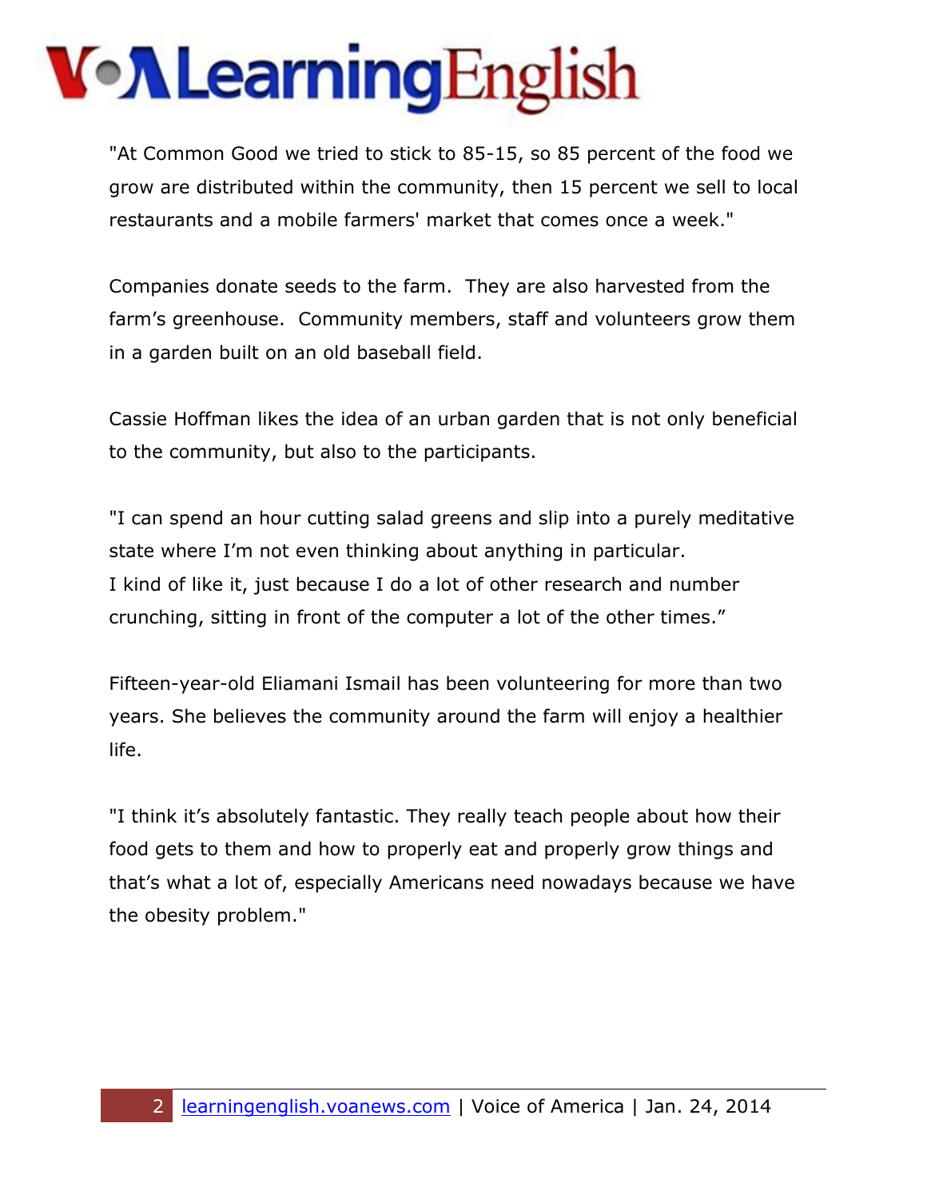"At Common Good we tried to stick to 85-15, so 85 percent of the food we grow are distributed within the community, then 15 percent we sell to local restaurants and a mobile farmers' market that comes once a week."

Companies donate seeds to the farm. They are also harvested from the farm's greenhouse. Community members, staff and volunteers grow them in a garden built on an old baseball field.

Cassie Hoffman likes the idea of an urban garden that is not only beneficial to the community, but also to the participants.

"I can spend an hour cutting salad greens and slip into a purely meditative state where I'm not even thinking about anything in particular.
I kind of like it, just because I do a lot of other research and number crunching, sitting in front of the computer a lot of the other times."

Fifteen-year-old Eliamani Ismail has been volunteering for more than two years. She believes the community around the farm will enjoy a healthier life.

"I think it's absolutely fantastic. They really teach people about how their food gets to them and how to properly eat and properly grow things and that's what a lot of, especially Americans need nowadays because we have the obesity problem."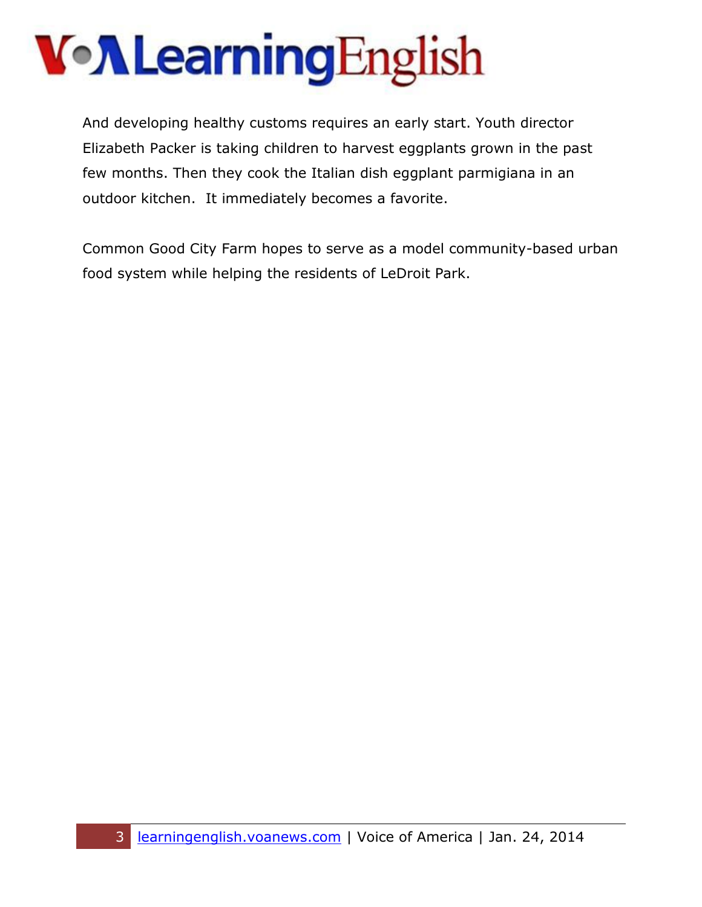And developing healthy customs requires an early start. Youth director Elizabeth Packer is taking children to harvest eggplants grown in the past few months. Then they cook the Italian dish eggplant parmigiana in an outdoor kitchen.  It immediately becomes a favorite.

Common Good City Farm hopes to serve as a model community-based urban food system while helping the residents of LeDroit Park.